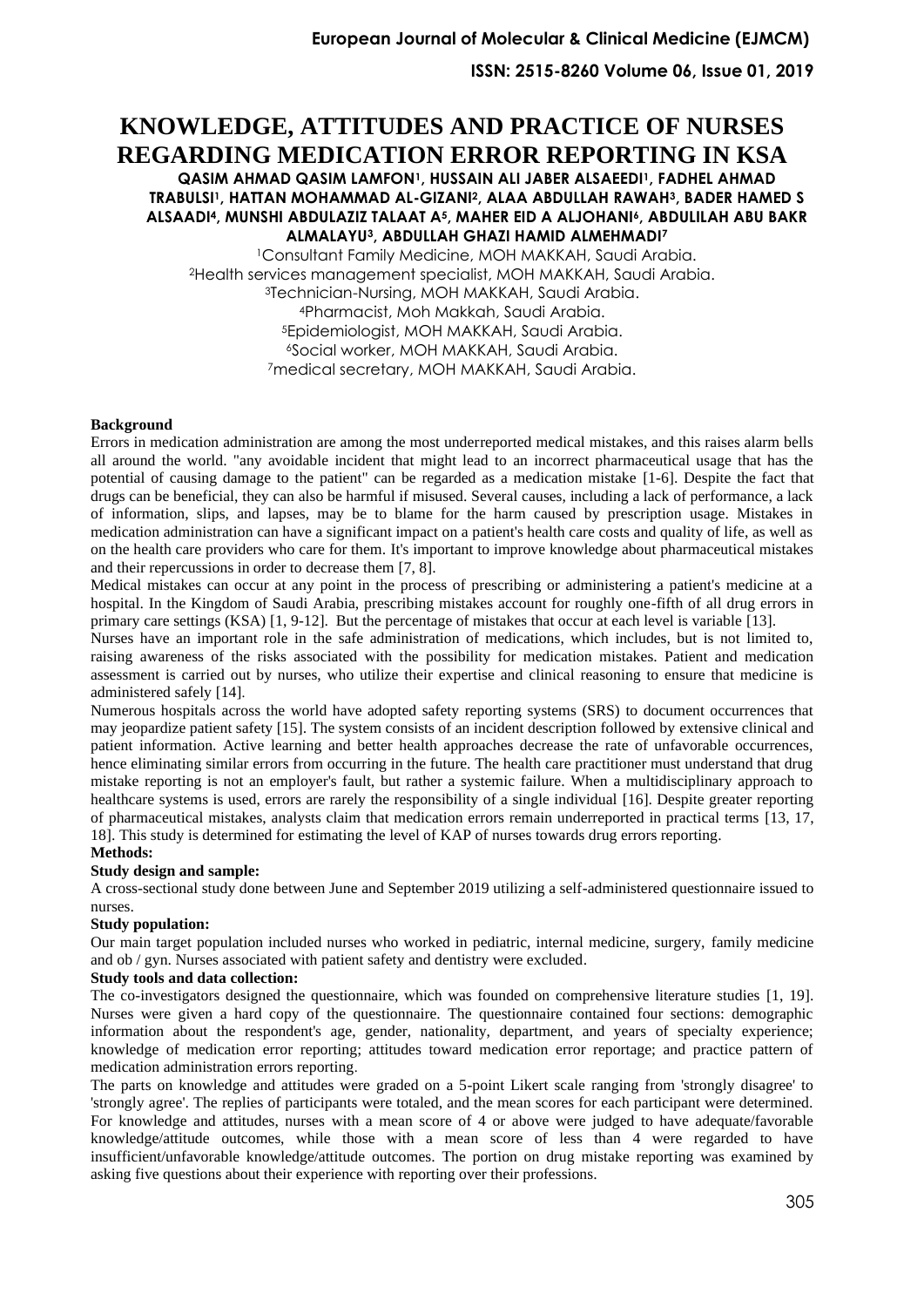# KNOWLEDGE, ATTITUDES AND PRACTICE OF NURSES REGARDING MEDICATION ERROR REPORTING IN KSA

**QASIM AHMAD QASIM LAMFON[1], HUSSAIN ALI JABER ALSAEEDI[1], FADHEL AHMAD TRABULSI[1], HATTAN MOHAMMAD AL-GIZANI[2], ALAA ABDULLAH RAWAH[3], BADER HAMED S ALSAADI[4], MUNSHI ABDULAZIZ TALAAT A[5], MAHER EID A ALJOHANI[6], ABDULILAH ABU BAKR ALMALAYU[3], ABDULLAH GHAZI HAMID ALMEHMADI[7]**

[1]Consultant Family Medicine, MOH MAKKAH, Saudi Arabia.
[2]Health services management specialist, MOH MAKKAH, Saudi Arabia.
[3]Technician-Nursing, MOH MAKKAH, Saudi Arabia.
[4]Pharmacist, Moh Makkah, Saudi Arabia.
[5]Epidemiologist, MOH MAKKAH, Saudi Arabia.
[6]Social worker, MOH MAKKAH, Saudi Arabia.
[7]medical secretary, MOH MAKKAH, Saudi Arabia.

**Background**

Errors in medication administration are among the most underreported medical mistakes, and this raises alarm bells all around the world. "any avoidable incident that might lead to an incorrect pharmaceutical usage that has the potential of causing damage to the patient" can be regarded as a medication mistake [1-6]. Despite the fact that drugs can be beneficial, they can also be harmful if misused. Several causes, including a lack of performance, a lack of information, slips, and lapses, may be to blame for the harm caused by prescription usage. Mistakes in medication administration can have a significant impact on a patient's health care costs and quality of life, as well as on the health care providers who care for them. It's important to improve knowledge about pharmaceutical mistakes and their repercussions in order to decrease them [7, 8].

Medical mistakes can occur at any point in the process of prescribing or administering a patient's medicine at a hospital. In the Kingdom of Saudi Arabia, prescribing mistakes account for roughly one-fifth of all drug errors in primary care settings (KSA) [1, 9-12]. But the percentage of mistakes that occur at each level is variable [13].

Nurses have an important role in the safe administration of medications, which includes, but is not limited to, raising awareness of the risks associated with the possibility for medication mistakes. Patient and medication assessment is carried out by nurses, who utilize their expertise and clinical reasoning to ensure that medicine is administered safely [14].

Numerous hospitals across the world have adopted safety reporting systems (SRS) to document occurrences that may jeopardize patient safety [15]. The system consists of an incident description followed by extensive clinical and patient information. Active learning and better health approaches decrease the rate of unfavorable occurrences, hence eliminating similar errors from occurring in the future. The health care practitioner must understand that drug mistake reporting is not an employer's fault, but rather a systemic failure. When a multidisciplinary approach to healthcare systems is used, errors are rarely the responsibility of a single individual [16]. Despite greater reporting of pharmaceutical mistakes, analysts claim that medication errors remain underreported in practical terms [13, 17, 18]. This study is determined for estimating the level of KAP of nurses towards drug errors reporting.

**Methods:**

**Study design and sample:**

A cross-sectional study done between June and September 2019 utilizing a self-administered questionnaire issued to nurses.

**Study population:**

Our main target population included nurses who worked in pediatric, internal medicine, surgery, family medicine and ob / gyn. Nurses associated with patient safety and dentistry were excluded.

**Study tools and data collection:**

The co-investigators designed the questionnaire, which was founded on comprehensive literature studies [1, 19]. Nurses were given a hard copy of the questionnaire. The questionnaire contained four sections: demographic information about the respondent's age, gender, nationality, department, and years of specialty experience; knowledge of medication error reporting; attitudes toward medication error reportage; and practice pattern of medication administration errors reporting.

The parts on knowledge and attitudes were graded on a 5-point Likert scale ranging from 'strongly disagree' to 'strongly agree'. The replies of participants were totaled, and the mean scores for each participant were determined. For knowledge and attitudes, nurses with a mean score of 4 or above were judged to have adequate/favorable knowledge/attitude outcomes, while those with a mean score of less than 4 were regarded to have insufficient/unfavorable knowledge/attitude outcomes. The portion on drug mistake reporting was examined by asking five questions about their experience with reporting over their professions.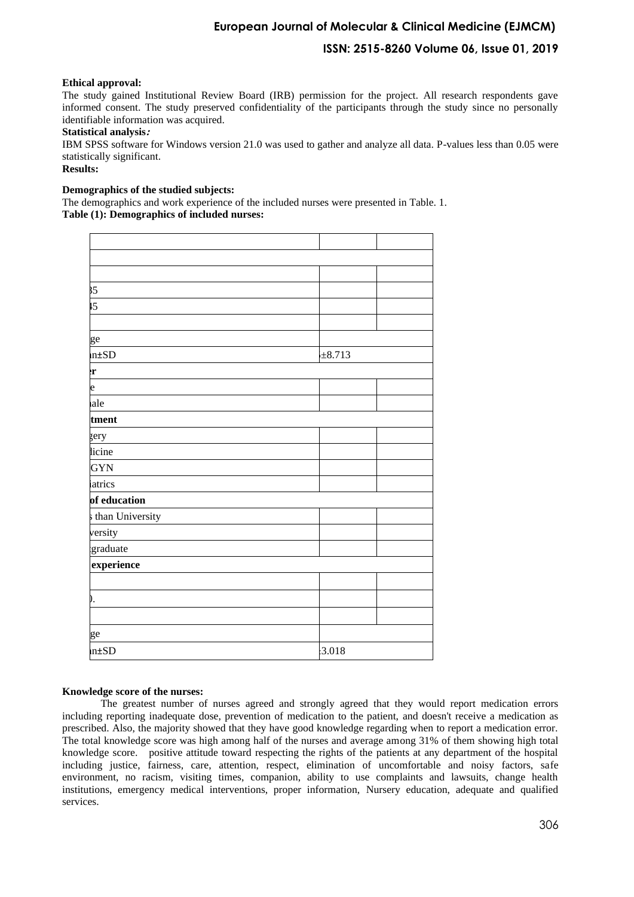**Ethical approval:**

The study gained Institutional Review Board (IRB) permission for the project. All research respondents gave informed consent. The study preserved confidentiality of the participants through the study since no personally identifiable information was acquired.

**Statistical analysis:**

IBM SPSS software for Windows version 21.0 was used to gather and analyze all data. P-values less than 0.05 were statistically significant.

**Results:**

**Demographics of the studied subjects:**

The demographics and work experience of the included nurses were presented in Table. 1.

**Table (1): Demographics of included nurses:**

| | | |
|---|---|---|
| | | |
| | | |
| 35 | | |
| 45 | | |
| | | |
| ge | | |
| n±SD | ±8.713 | |
| **r** | | |
| e | | |
| ale | | |
| **tment** | | |
| gery | | |
| licine | | |
| GYN | | |
| iatrics | | |
| **of education** | | |
| than University | | |
| versity | | |
| graduate | | |
| **experience** | | |
| | | |
| ). | | |
| | | |
| ge | | |
| n±SD | 3.018 | |

**Knowledge score of the nurses:**

The greatest number of nurses agreed and strongly agreed that they would report medication errors including reporting inadequate dose, prevention of medication to the patient, and doesn't receive a medication as prescribed. Also, the majority showed that they have good knowledge regarding when to report a medication error. The total knowledge score was high among half of the nurses and average among 31% of them showing high total knowledge score. positive attitude toward respecting the rights of the patients at any department of the hospital including justice, fairness, care, attention, respect, elimination of uncomfortable and noisy factors, safe environment, no racism, visiting times, companion, ability to use complaints and lawsuits, change health institutions, emergency medical interventions, proper information, Nursery education, adequate and qualified services.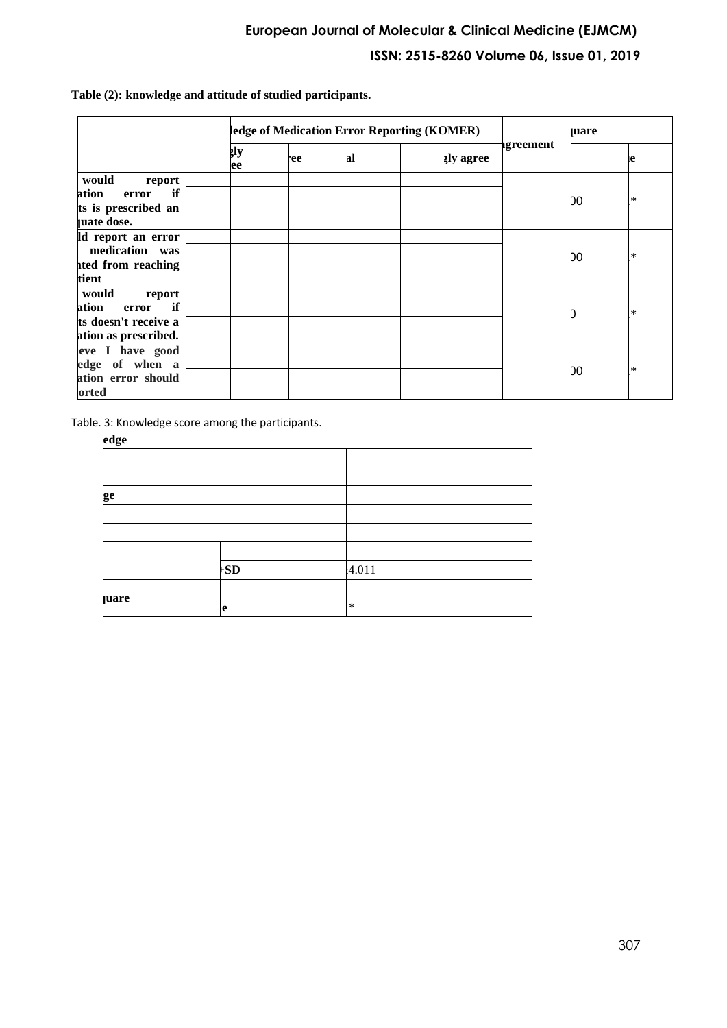**Table (2): knowledge and attitude of studied participants.**

| | | ledge of Medication Error Reporting (KOMER) | | | | | lgreement | luare | |
|---|---|---|---|---|---|---|---|---|---|
| | | gly ee | ree | al | | gly agree | | | le |
| would report ation error if ts is prescribed an luate dose. | | | | | | | | 00 | * |
| ld report an error medication was nted from reaching tient | | | | | | | | 00 | * |
| would report ation error if ts doesn't receive a ation as prescribed. | | | | | | | | 0 | * |
| eve I have good edge of when a ation error should orted | | | | | | | | 00 | * |

Table. 3: Knowledge score among the participants.

| edge | | | |
|---|---|---|---|
| | | | |
| | | | |
| ge | | | |
| | | | |
| | | | |
| | | | |
| | SD | 4.011 | |
| luare | | | |
| | le | * | |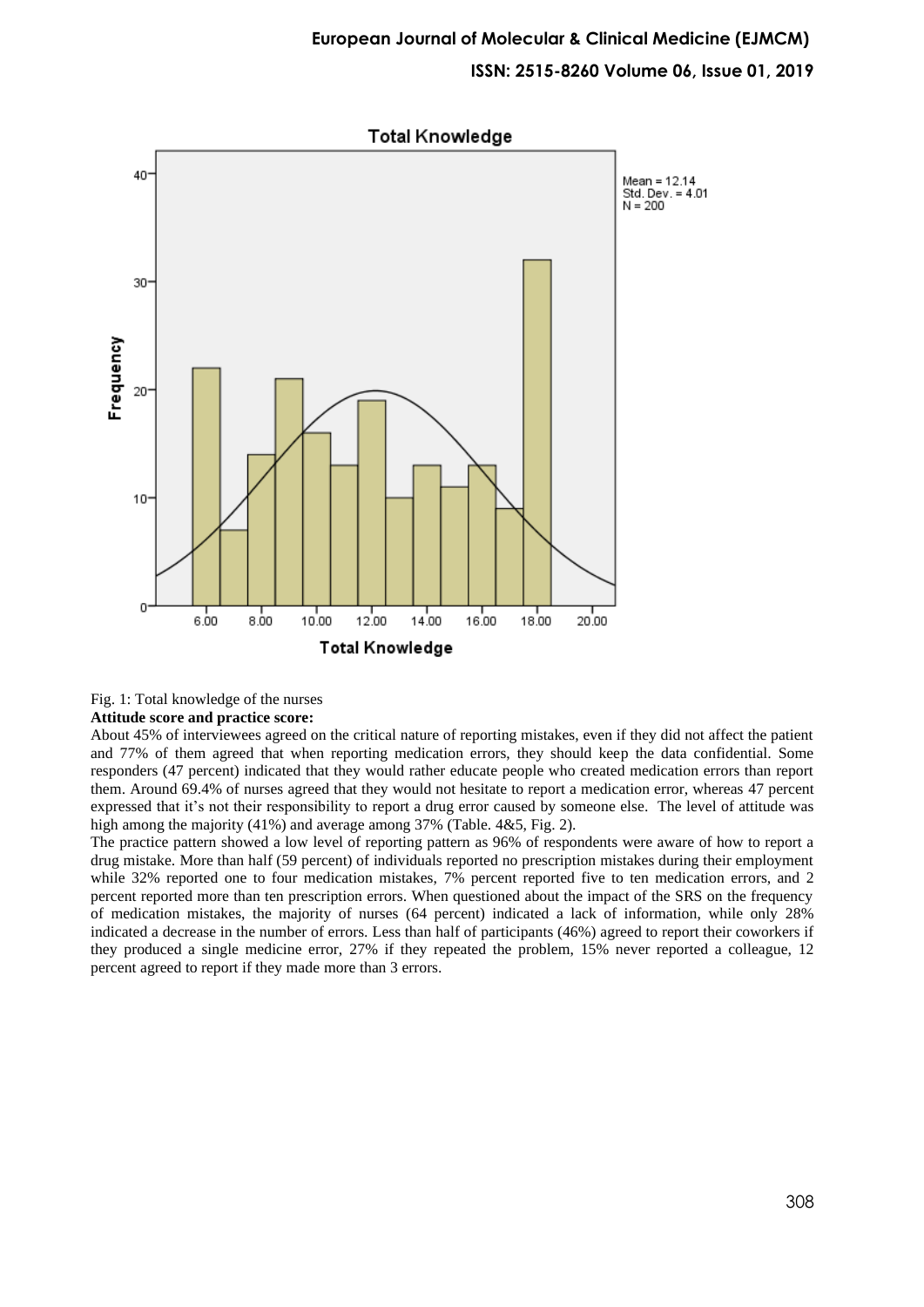Fig. 1: Total knowledge of the nurses

**Attitude score and practice score:**

About 45% of interviewees agreed on the critical nature of reporting mistakes, even if they did not affect the patient and 77% of them agreed that when reporting medication errors, they should keep the data confidential. Some responders (47 percent) indicated that they would rather educate people who created medication errors than report them. Around 69.4% of nurses agreed that they would not hesitate to report a medication error, whereas 47 percent expressed that it's not their responsibility to report a drug error caused by someone else. The level of attitude was high among the majority (41%) and average among 37% (Table. 4&5, Fig. 2).

The practice pattern showed a low level of reporting pattern as 96% of respondents were aware of how to report a drug mistake. More than half (59 percent) of individuals reported no prescription mistakes during their employment while 32% reported one to four medication mistakes, 7% percent reported five to ten medication errors, and 2 percent reported more than ten prescription errors. When questioned about the impact of the SRS on the frequency of medication mistakes, the majority of nurses (64 percent) indicated a lack of information, while only 28% indicated a decrease in the number of errors. Less than half of participants (46%) agreed to report their coworkers if they produced a single medicine error, 27% if they repeated the problem, 15% never reported a colleague, 12 percent agreed to report if they made more than 3 errors.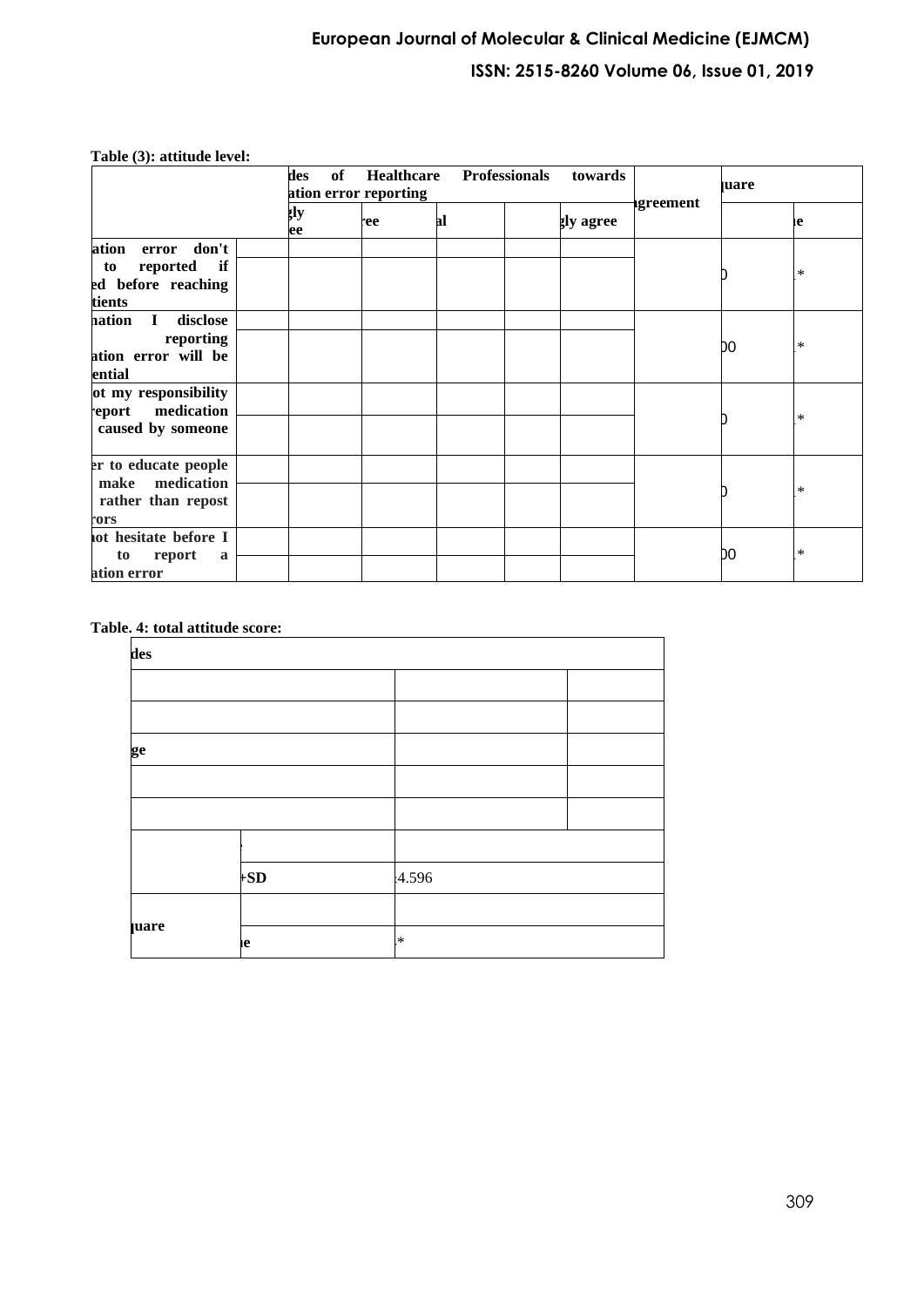**Table (3): attitude level:**

| | | des of Healthcare Professionals towards ation error reporting | | | | | agreement | uare | |
|---|---|---|---|---|---|---|---|---|---|
| | | gly ee | ree | al | | gly agree | | | ne |
| ation error don't to reported if ed before reaching tients | | | | | | | | 0 | * |
| nation I disclose reporting ation error will be ential | | | | | | | | 00 | * |
| ot my responsibility report medication caused by someone | | | | | | | | 0 | * |
| er to educate people make medication rather than repost rors | | | | | | | | 0 | * |
| not hesitate before I to report a ation error | | | | | | | | 00 | * |

**Table. 4: total attitude score:**

| des | | | |
|---|---|---|---|
| | | | |
| | | | |
| ge | | | |
| | | | |
| | | | |
| | | | |
| | +SD | 4.596 | |
| uare | | | |
| | ne | * | |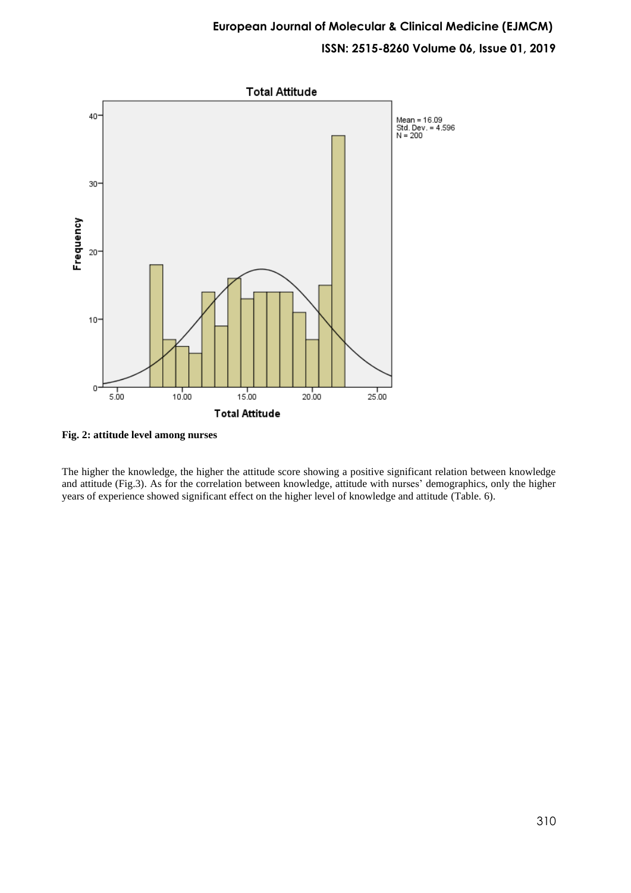**Fig. 2: attitude level among nurses**

The higher the knowledge, the higher the attitude score showing a positive significant relation between knowledge and attitude (Fig.3). As for the correlation between knowledge, attitude with nurses' demographics, only the higher years of experience showed significant effect on the higher level of knowledge and attitude (Table. 6).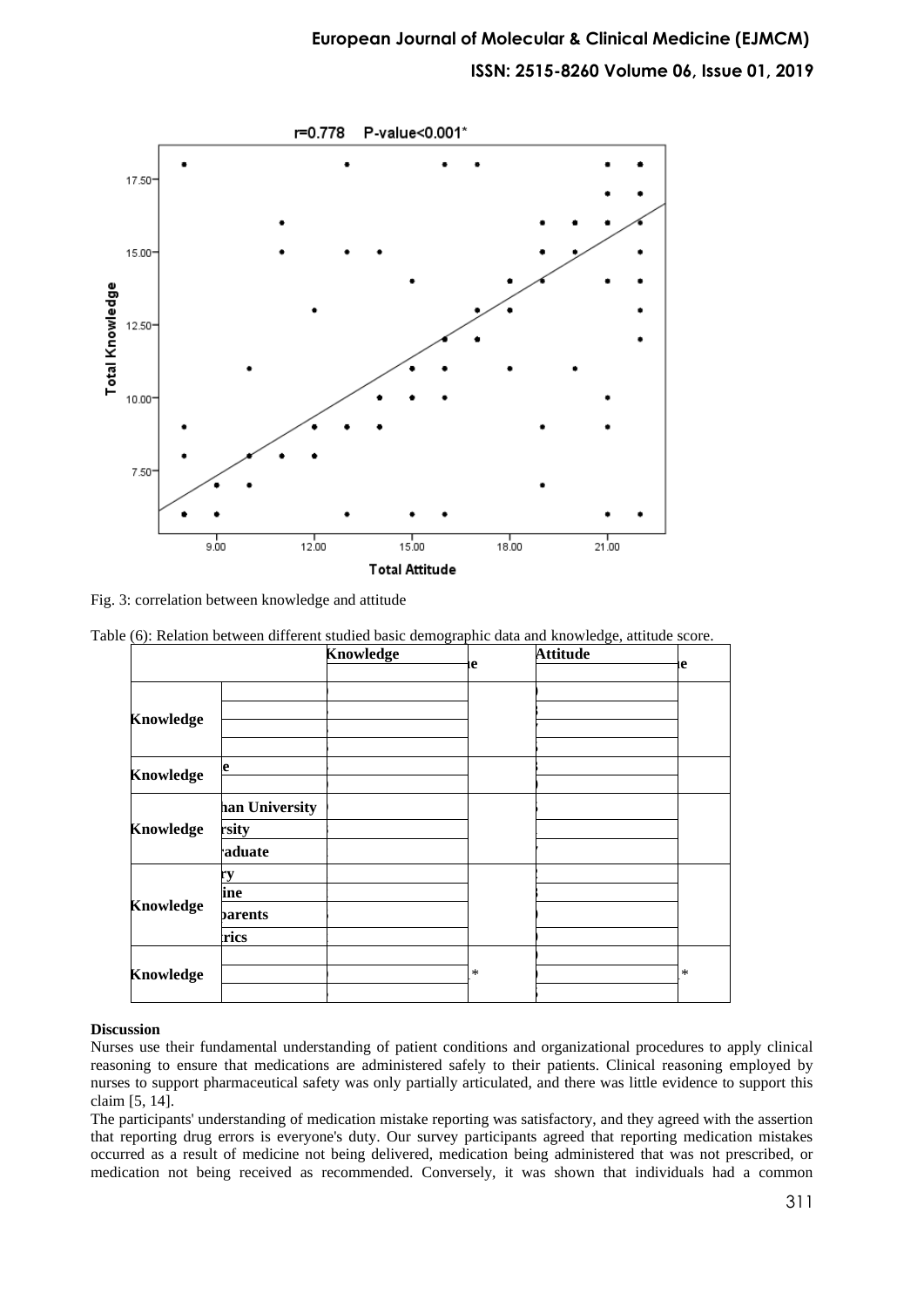Fig. 3: correlation between knowledge and attitude

Table (6): Relation between different studied basic demographic data and knowledge, attitude score.

| | | Knowledge | e | Attitude | e |
|---|---|---|---|---|---|
| Knowledge | | | | | |
| | | | | | |
| | | | | | |
| | | | | | |
| Knowledge | e | | | | |
| | | | | | |
| Knowledge | han University | | | | |
| | rsity | | | | |
| | raduate | | | | |
| Knowledge | ry | | | | |
| | ine | | | | |
| | parents | | | | |
| | rics | | | | |
| Knowledge | | | | | |
| | | | * | | * |
| | | | | | |

**Discussion**

Nurses use their fundamental understanding of patient conditions and organizational procedures to apply clinical reasoning to ensure that medications are administered safely to their patients. Clinical reasoning employed by nurses to support pharmaceutical safety was only partially articulated, and there was little evidence to support this claim [5, 14].

The participants' understanding of medication mistake reporting was satisfactory, and they agreed with the assertion that reporting drug errors is everyone's duty. Our survey participants agreed that reporting medication mistakes occurred as a result of medicine not being delivered, medication being administered that was not prescribed, or medication not being received as recommended. Conversely, it was shown that individuals had a common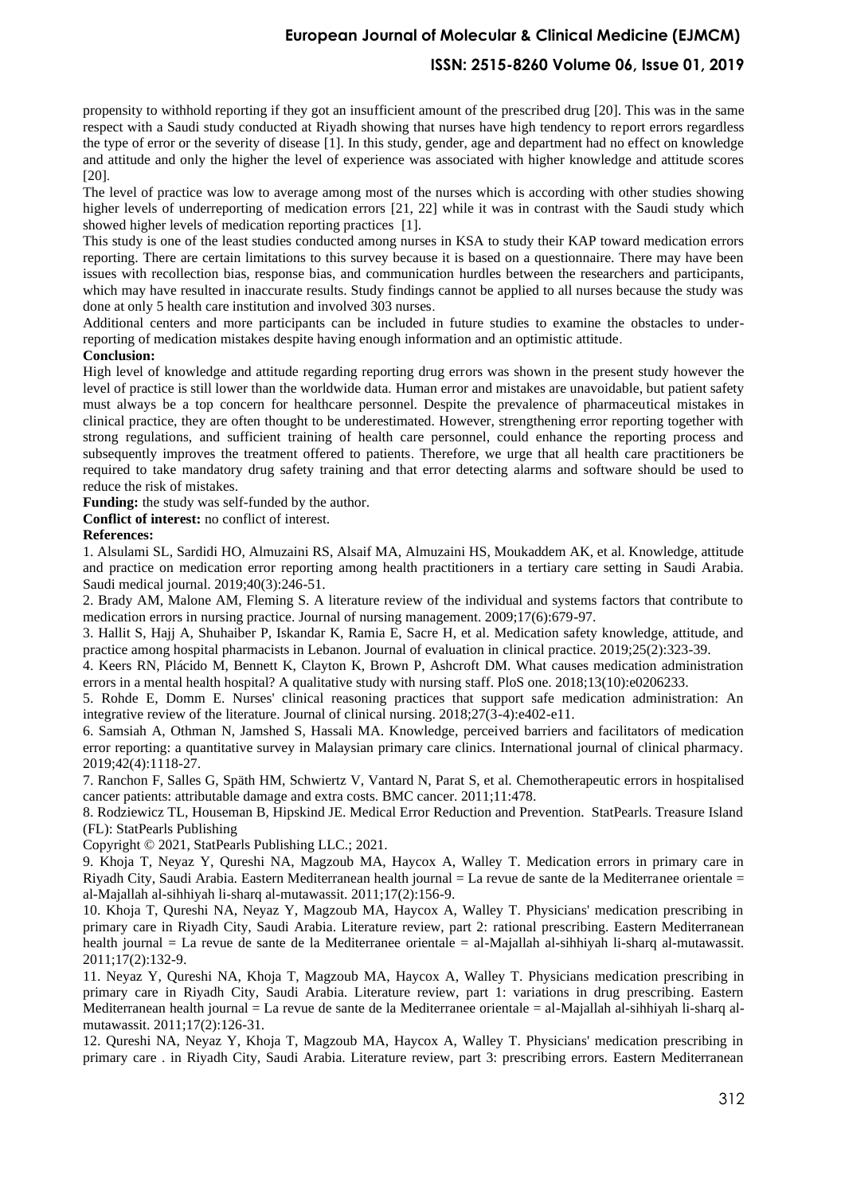propensity to withhold reporting if they got an insufficient amount of the prescribed drug [20]. This was in the same respect with a Saudi study conducted at Riyadh showing that nurses have high tendency to report errors regardless the type of error or the severity of disease [1]. In this study, gender, age and department had no effect on knowledge and attitude and only the higher the level of experience was associated with higher knowledge and attitude scores [20].

The level of practice was low to average among most of the nurses which is according with other studies showing higher levels of underreporting of medication errors [21, 22] while it was in contrast with the Saudi study which showed higher levels of medication reporting practices [1].

This study is one of the least studies conducted among nurses in KSA to study their KAP toward medication errors reporting. There are certain limitations to this survey because it is based on a questionnaire. There may have been issues with recollection bias, response bias, and communication hurdles between the researchers and participants, which may have resulted in inaccurate results. Study findings cannot be applied to all nurses because the study was done at only 5 health care institution and involved 303 nurses.

Additional centers and more participants can be included in future studies to examine the obstacles to under-reporting of medication mistakes despite having enough information and an optimistic attitude.

**Conclusion:**

High level of knowledge and attitude regarding reporting drug errors was shown in the present study however the level of practice is still lower than the worldwide data. Human error and mistakes are unavoidable, but patient safety must always be a top concern for healthcare personnel. Despite the prevalence of pharmaceutical mistakes in clinical practice, they are often thought to be underestimated. However, strengthening error reporting together with strong regulations, and sufficient training of health care personnel, could enhance the reporting process and subsequently improves the treatment offered to patients. Therefore, we urge that all health care practitioners be required to take mandatory drug safety training and that error detecting alarms and software should be used to reduce the risk of mistakes.

**Funding:** the study was self-funded by the author.

**Conflict of interest:** no conflict of interest.

**References:**

1. Alsulami SL, Sardidi HO, Almuzaini RS, Alsaif MA, Almuzaini HS, Moukaddem AK, et al. Knowledge, attitude and practice on medication error reporting among health practitioners in a tertiary care setting in Saudi Arabia. Saudi medical journal. 2019;40(3):246-51.
2. Brady AM, Malone AM, Fleming S. A literature review of the individual and systems factors that contribute to medication errors in nursing practice. Journal of nursing management. 2009;17(6):679-97.
3. Hallit S, Hajj A, Shuhaiber P, Iskandar K, Ramia E, Sacre H, et al. Medication safety knowledge, attitude, and practice among hospital pharmacists in Lebanon. Journal of evaluation in clinical practice. 2019;25(2):323-39.
4. Keers RN, Plácido M, Bennett K, Clayton K, Brown P, Ashcroft DM. What causes medication administration errors in a mental health hospital? A qualitative study with nursing staff. PloS one. 2018;13(10):e0206233.
5. Rohde E, Domm E. Nurses' clinical reasoning practices that support safe medication administration: An integrative review of the literature. Journal of clinical nursing. 2018;27(3-4):e402-e11.
6. Samsiah A, Othman N, Jamshed S, Hassali MA. Knowledge, perceived barriers and facilitators of medication error reporting: a quantitative survey in Malaysian primary care clinics. International journal of clinical pharmacy. 2019;42(4):1118-27.
7. Ranchon F, Salles G, Späth HM, Schwiertz V, Vantard N, Parat S, et al. Chemotherapeutic errors in hospitalised cancer patients: attributable damage and extra costs. BMC cancer. 2011;11:478.
8. Rodziewicz TL, Houseman B, Hipskind JE. Medical Error Reduction and Prevention. StatPearls. Treasure Island (FL): StatPearls Publishing

Copyright © 2021, StatPearls Publishing LLC.; 2021.

9. Khoja T, Neyaz Y, Qureshi NA, Magzoub MA, Haycox A, Walley T. Medication errors in primary care in Riyadh City, Saudi Arabia. Eastern Mediterranean health journal = La revue de sante de la Mediterranee orientale = al-Majallah al-sihhiyah li-sharq al-mutawassit. 2011;17(2):156-9.
10. Khoja T, Qureshi NA, Neyaz Y, Magzoub MA, Haycox A, Walley T. Physicians' medication prescribing in primary care in Riyadh City, Saudi Arabia. Literature review, part 2: rational prescribing. Eastern Mediterranean health journal = La revue de sante de la Mediterranee orientale = al-Majallah al-sihhiyah li-sharq al-mutawassit. 2011;17(2):132-9.
11. Neyaz Y, Qureshi NA, Khoja T, Magzoub MA, Haycox A, Walley T. Physicians medication prescribing in primary care in Riyadh City, Saudi Arabia. Literature review, part 1: variations in drug prescribing. Eastern Mediterranean health journal = La revue de sante de la Mediterranee orientale = al-Majallah al-sihhiyah li-sharq al-mutawassit. 2011;17(2):126-31.
12. Qureshi NA, Neyaz Y, Khoja T, Magzoub MA, Haycox A, Walley T. Physicians' medication prescribing in primary care . in Riyadh City, Saudi Arabia. Literature review, part 3: prescribing errors. Eastern Mediterranean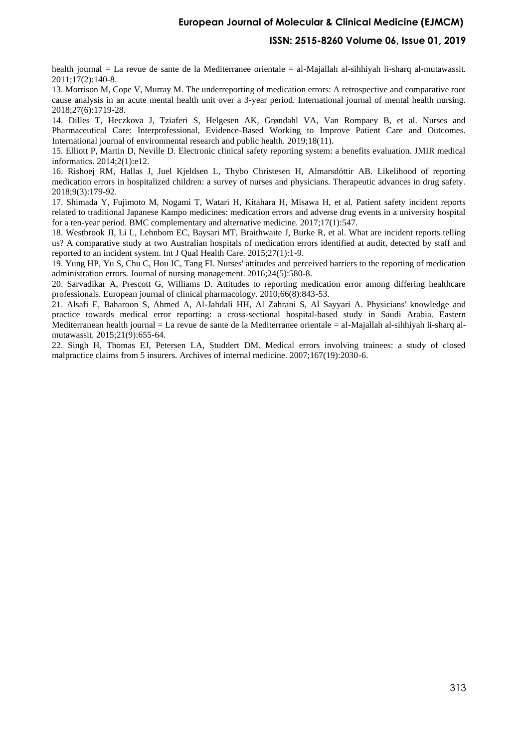health journal = La revue de sante de la Mediterranee orientale = al-Majallah al-sihhiyah li-sharq al-mutawassit. 2011;17(2):140-8.

13. Morrison M, Cope V, Murray M. The underreporting of medication errors: A retrospective and comparative root cause analysis in an acute mental health unit over a 3-year period. International journal of mental health nursing. 2018;27(6):1719-28.

14. Dilles T, Heczkova J, Tziaferi S, Helgesen AK, Grøndahl VA, Van Rompaey B, et al. Nurses and Pharmaceutical Care: Interprofessional, Evidence-Based Working to Improve Patient Care and Outcomes. International journal of environmental research and public health. 2019;18(11).

15. Elliott P, Martin D, Neville D. Electronic clinical safety reporting system: a benefits evaluation. JMIR medical informatics. 2014;2(1):e12.

16. Rishoej RM, Hallas J, Juel Kjeldsen L, Thybo Christesen H, Almarsdóttir AB. Likelihood of reporting medication errors in hospitalized children: a survey of nurses and physicians. Therapeutic advances in drug safety. 2018;9(3):179-92.

17. Shimada Y, Fujimoto M, Nogami T, Watari H, Kitahara H, Misawa H, et al. Patient safety incident reports related to traditional Japanese Kampo medicines: medication errors and adverse drug events in a university hospital for a ten-year period. BMC complementary and alternative medicine. 2017;17(1):547.

18. Westbrook JI, Li L, Lehnbom EC, Baysari MT, Braithwaite J, Burke R, et al. What are incident reports telling us? A comparative study at two Australian hospitals of medication errors identified at audit, detected by staff and reported to an incident system. Int J Qual Health Care. 2015;27(1):1-9.

19. Yung HP, Yu S, Chu C, Hou IC, Tang FI. Nurses' attitudes and perceived barriers to the reporting of medication administration errors. Journal of nursing management. 2016;24(5):580-8.

20. Sarvadikar A, Prescott G, Williams D. Attitudes to reporting medication error among differing healthcare professionals. European journal of clinical pharmacology. 2010;66(8):843-53.

21. Alsafi E, Baharoon S, Ahmed A, Al-Jahdali HH, Al Zahrani S, Al Sayyari A. Physicians' knowledge and practice towards medical error reporting: a cross-sectional hospital-based study in Saudi Arabia. Eastern Mediterranean health journal = La revue de sante de la Mediterranee orientale = al-Majallah al-sihhiyah li-sharq al-mutawassit. 2015;21(9):655-64.

22. Singh H, Thomas EJ, Petersen LA, Studdert DM. Medical errors involving trainees: a study of closed malpractice claims from 5 insurers. Archives of internal medicine. 2007;167(19):2030-6.